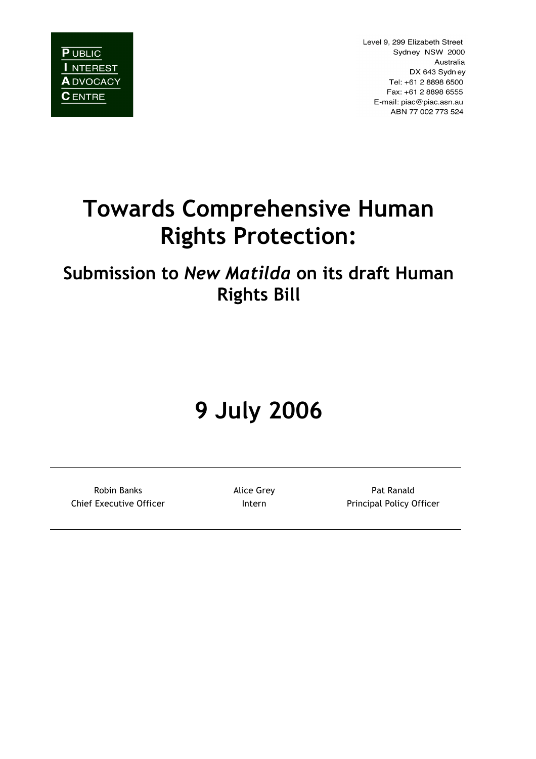PUBLIC
INTEREST
ADVOCACY
CENTRE

Level 9, 299 Elizabeth Street
Sydney NSW 2000
Australia
DX 643 Sydney
Tel: +61 2 8898 6500
Fax: +61 2 8898 6555
E-mail: piac@piac.asn.au
ABN 77 002 773 524

# Towards Comprehensive Human Rights Protection:

## Submission to *New Matilda* on its draft Human Rights Bill

# 9 July 2006

---

| Robin Banks | Alice Grey | Pat Ranald |
|---|---|---|
| Chief Executive Officer | Intern | Principal Policy Officer |

---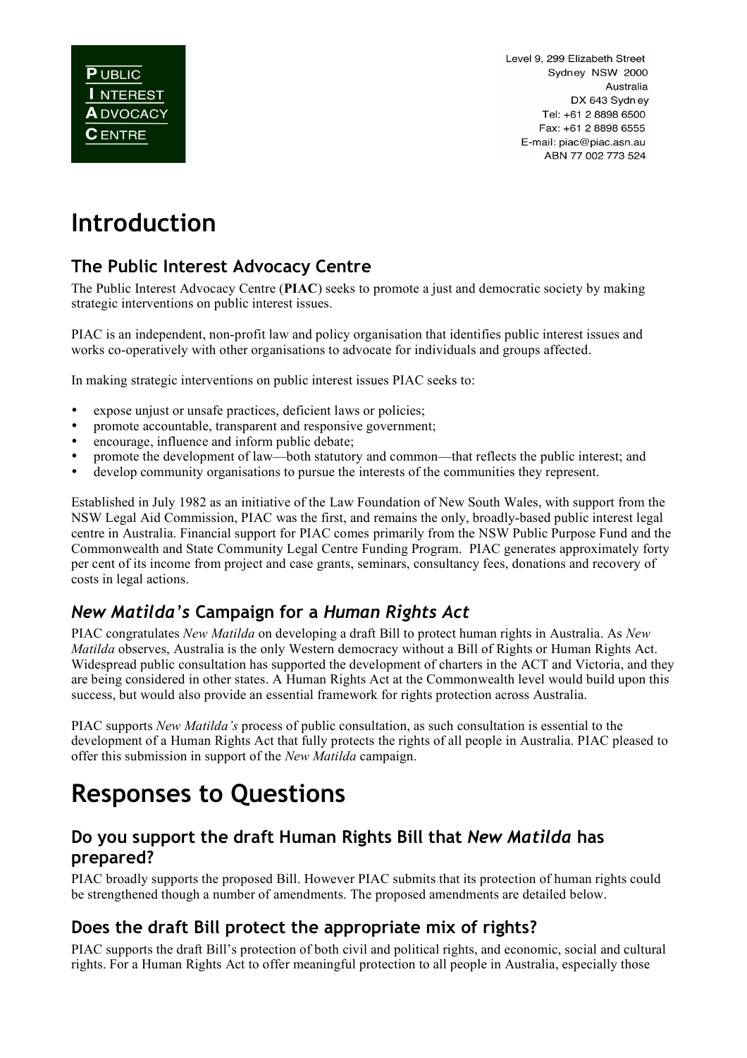PUBLIC INTEREST ADVOCACY CENTRE

Level 9, 299 Elizabeth Street
Sydney NSW 2000
Australia
DX 643 Sydney
Tel: +61 2 8898 6500
Fax: +61 2 8898 6555
E-mail: piac@piac.asn.au
ABN 77 002 773 524

# Introduction

## The Public Interest Advocacy Centre

The Public Interest Advocacy Centre (**PIAC**) seeks to promote a just and democratic society by making strategic interventions on public interest issues.

PIAC is an independent, non-profit law and policy organisation that identifies public interest issues and works co-operatively with other organisations to advocate for individuals and groups affected.

In making strategic interventions on public interest issues PIAC seeks to:

- expose unjust or unsafe practices, deficient laws or policies;
- promote accountable, transparent and responsive government;
- encourage, influence and inform public debate;
- promote the development of law—both statutory and common—that reflects the public interest; and
- develop community organisations to pursue the interests of the communities they represent.

Established in July 1982 as an initiative of the Law Foundation of New South Wales, with support from the NSW Legal Aid Commission, PIAC was the first, and remains the only, broadly-based public interest legal centre in Australia. Financial support for PIAC comes primarily from the NSW Public Purpose Fund and the Commonwealth and State Community Legal Centre Funding Program. PIAC generates approximately forty per cent of its income from project and case grants, seminars, consultancy fees, donations and recovery of costs in legal actions.

## *New Matilda's* Campaign for a *Human Rights Act*

PIAC congratulates *New Matilda* on developing a draft Bill to protect human rights in Australia. As *New Matilda* observes, Australia is the only Western democracy without a Bill of Rights or Human Rights Act. Widespread public consultation has supported the development of charters in the ACT and Victoria, and they are being considered in other states. A Human Rights Act at the Commonwealth level would build upon this success, but would also provide an essential framework for rights protection across Australia.

PIAC supports *New Matilda's* process of public consultation, as such consultation is essential to the development of a Human Rights Act that fully protects the rights of all people in Australia. PIAC pleased to offer this submission in support of the *New Matilda* campaign.

# Responses to Questions

## Do you support the draft Human Rights Bill that *New Matilda* has prepared?

PIAC broadly supports the proposed Bill. However PIAC submits that its protection of human rights could be strengthened though a number of amendments. The proposed amendments are detailed below.

## Does the draft Bill protect the appropriate mix of rights?

PIAC supports the draft Bill's protection of both civil and political rights, and economic, social and cultural rights. For a Human Rights Act to offer meaningful protection to all people in Australia, especially those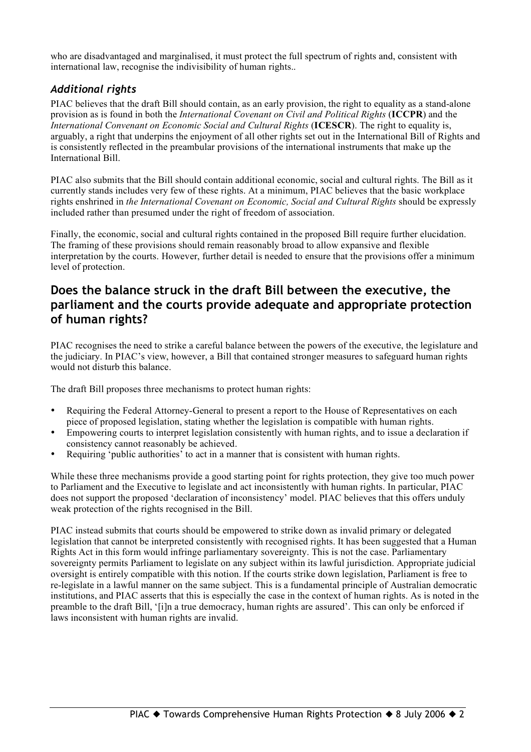who are disadvantaged and marginalised, it must protect the full spectrum of rights and, consistent with international law, recognise the indivisibility of human rights..

### *Additional rights*

PIAC believes that the draft Bill should contain, as an early provision, the right to equality as a stand-alone provision as is found in both the *International Covenant on Civil and Political Rights* (**ICCPR**) and the *International Covenant on Economic Social and Cultural Rights* (**ICESCR**). The right to equality is, arguably, a right that underpins the enjoyment of all other rights set out in the International Bill of Rights and is consistently reflected in the preambular provisions of the international instruments that make up the International Bill.

PIAC also submits that the Bill should contain additional economic, social and cultural rights. The Bill as it currently stands includes very few of these rights. At a minimum, PIAC believes that the basic workplace rights enshrined in *the International Covenant on Economic, Social and Cultural Rights* should be expressly included rather than presumed under the right of freedom of association.

Finally, the economic, social and cultural rights contained in the proposed Bill require further elucidation. The framing of these provisions should remain reasonably broad to allow expansive and flexible interpretation by the courts. However, further detail is needed to ensure that the provisions offer a minimum level of protection.

## Does the balance struck in the draft Bill between the executive, the parliament and the courts provide adequate and appropriate protection of human rights?

PIAC recognises the need to strike a careful balance between the powers of the executive, the legislature and the judiciary. In PIAC's view, however, a Bill that contained stronger measures to safeguard human rights would not disturb this balance.

The draft Bill proposes three mechanisms to protect human rights:

- Requiring the Federal Attorney-General to present a report to the House of Representatives on each piece of proposed legislation, stating whether the legislation is compatible with human rights.
- Empowering courts to interpret legislation consistently with human rights, and to issue a declaration if consistency cannot reasonably be achieved.
- Requiring 'public authorities' to act in a manner that is consistent with human rights.

While these three mechanisms provide a good starting point for rights protection, they give too much power to Parliament and the Executive to legislate and act inconsistently with human rights. In particular, PIAC does not support the proposed 'declaration of inconsistency' model. PIAC believes that this offers unduly weak protection of the rights recognised in the Bill.

PIAC instead submits that courts should be empowered to strike down as invalid primary or delegated legislation that cannot be interpreted consistently with recognised rights. It has been suggested that a Human Rights Act in this form would infringe parliamentary sovereignty. This is not the case. Parliamentary sovereignty permits Parliament to legislate on any subject within its lawful jurisdiction. Appropriate judicial oversight is entirely compatible with this notion. If the courts strike down legislation, Parliament is free to re-legislate in a lawful manner on the same subject. This is a fundamental principle of Australian democratic institutions, and PIAC asserts that this is especially the case in the context of human rights. As is noted in the preamble to the draft Bill, '[i]n a true democracy, human rights are assured'. This can only be enforced if laws inconsistent with human rights are invalid.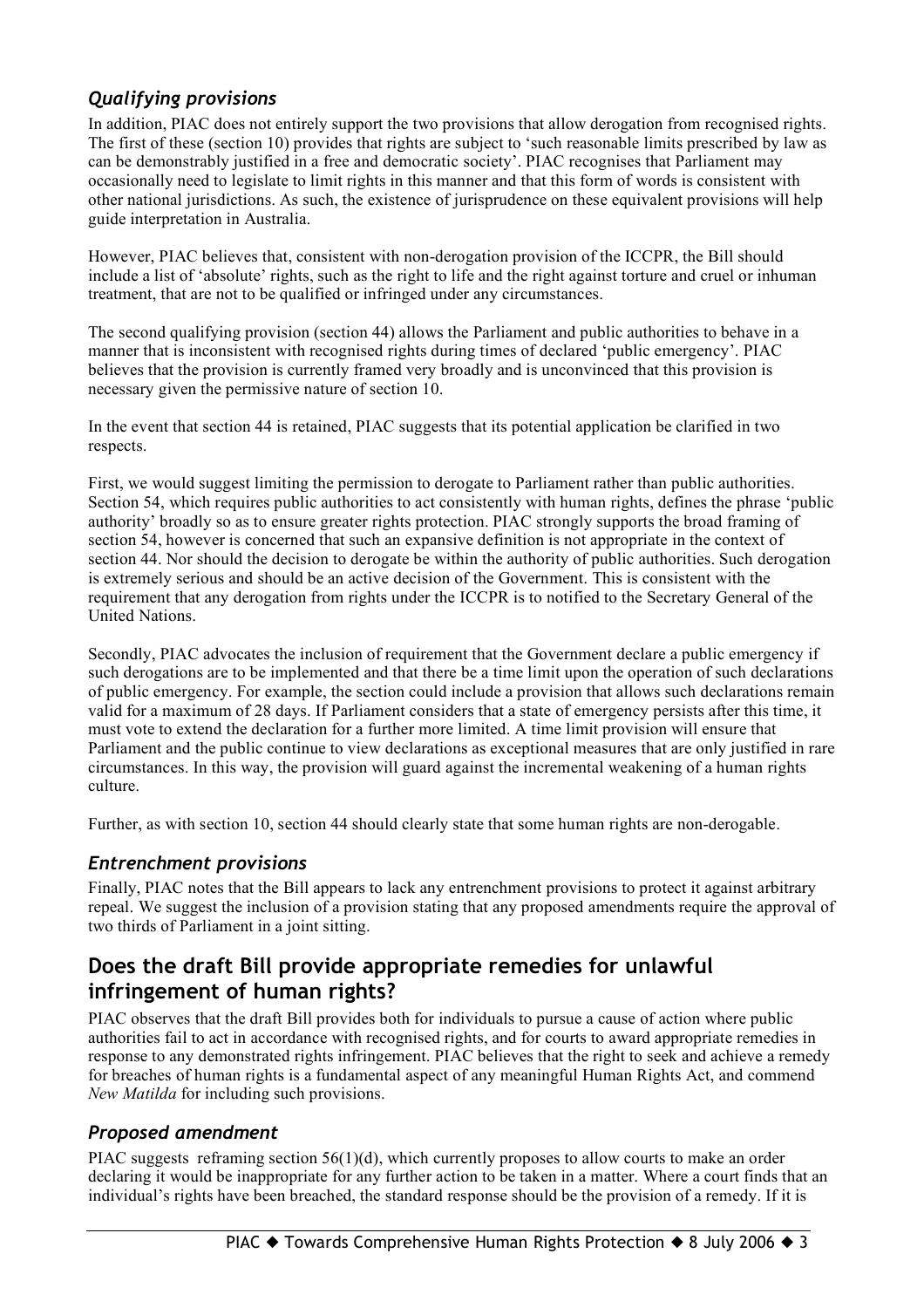### *Qualifying provisions*

In addition, PIAC does not entirely support the two provisions that allow derogation from recognised rights. The first of these (section 10) provides that rights are subject to 'such reasonable limits prescribed by law as can be demonstrably justified in a free and democratic society'. PIAC recognises that Parliament may occasionally need to legislate to limit rights in this manner and that this form of words is consistent with other national jurisdictions. As such, the existence of jurisprudence on these equivalent provisions will help guide interpretation in Australia.

However, PIAC believes that, consistent with non-derogation provision of the ICCPR, the Bill should include a list of 'absolute' rights, such as the right to life and the right against torture and cruel or inhuman treatment, that are not to be qualified or infringed under any circumstances.

The second qualifying provision (section 44) allows the Parliament and public authorities to behave in a manner that is inconsistent with recognised rights during times of declared 'public emergency'. PIAC believes that the provision is currently framed very broadly and is unconvinced that this provision is necessary given the permissive nature of section 10.

In the event that section 44 is retained, PIAC suggests that its potential application be clarified in two respects.

First, we would suggest limiting the permission to derogate to Parliament rather than public authorities. Section 54, which requires public authorities to act consistently with human rights, defines the phrase 'public authority' broadly so as to ensure greater rights protection. PIAC strongly supports the broad framing of section 54, however is concerned that such an expansive definition is not appropriate in the context of section 44. Nor should the decision to derogate be within the authority of public authorities. Such derogation is extremely serious and should be an active decision of the Government. This is consistent with the requirement that any derogation from rights under the ICCPR is to notified to the Secretary General of the United Nations.

Secondly, PIAC advocates the inclusion of requirement that the Government declare a public emergency if such derogations are to be implemented and that there be a time limit upon the operation of such declarations of public emergency. For example, the section could include a provision that allows such declarations remain valid for a maximum of 28 days. If Parliament considers that a state of emergency persists after this time, it must vote to extend the declaration for a further more limited. A time limit provision will ensure that Parliament and the public continue to view declarations as exceptional measures that are only justified in rare circumstances. In this way, the provision will guard against the incremental weakening of a human rights culture.

Further, as with section 10, section 44 should clearly state that some human rights are non-derogable.

### *Entrenchment provisions*

Finally, PIAC notes that the Bill appears to lack any entrenchment provisions to protect it against arbitrary repeal. We suggest the inclusion of a provision stating that any proposed amendments require the approval of two thirds of Parliament in a joint sitting.

## Does the draft Bill provide appropriate remedies for unlawful infringement of human rights?

PIAC observes that the draft Bill provides both for individuals to pursue a cause of action where public authorities fail to act in accordance with recognised rights, and for courts to award appropriate remedies in response to any demonstrated rights infringement. PIAC believes that the right to seek and achieve a remedy for breaches of human rights is a fundamental aspect of any meaningful Human Rights Act, and commend *New Matilda* for including such provisions.

### *Proposed amendment*

PIAC suggests reframing section 56(1)(d), which currently proposes to allow courts to make an order declaring it would be inappropriate for any further action to be taken in a matter. Where a court finds that an individual's rights have been breached, the standard response should be the provision of a remedy. If it is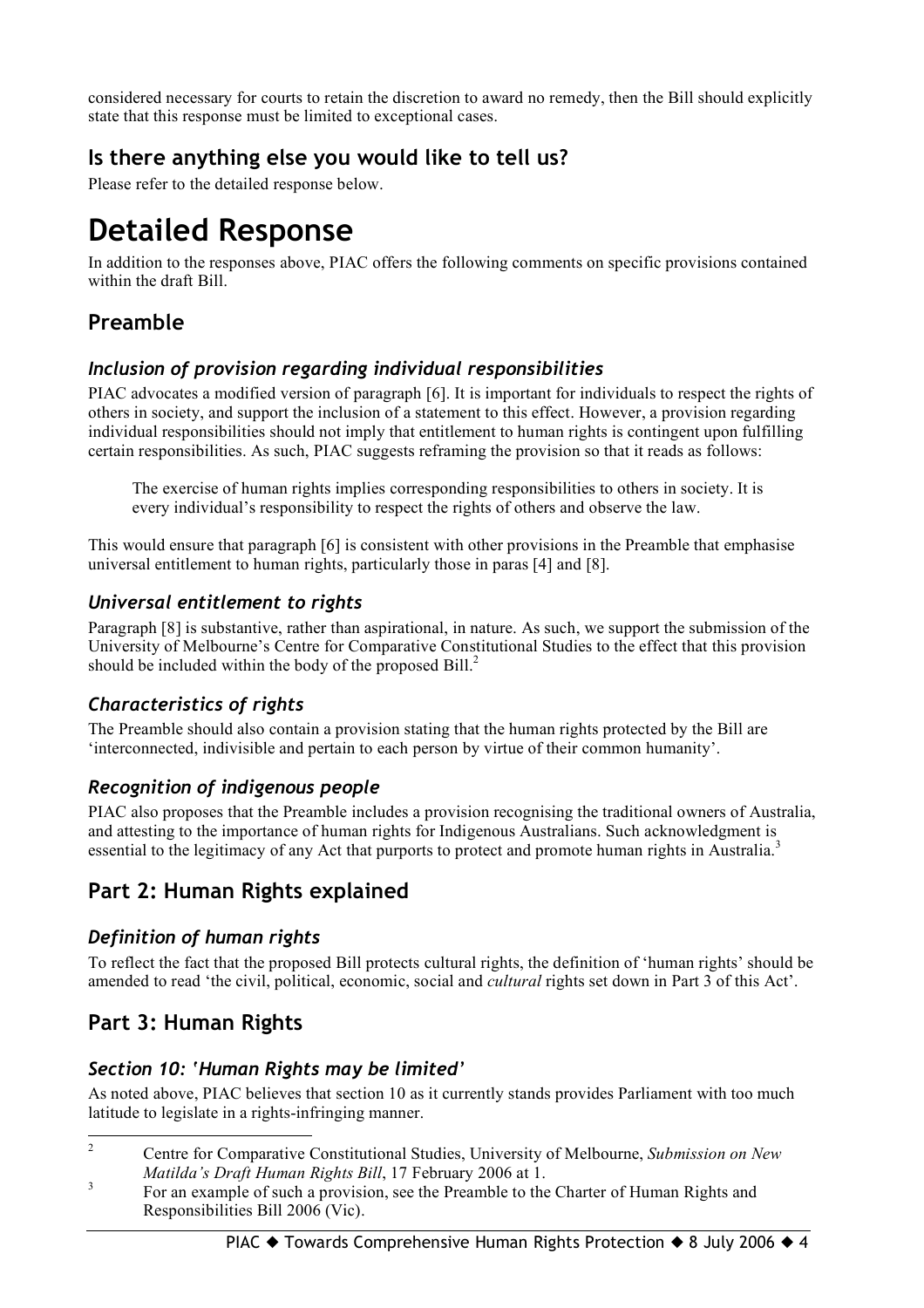considered necessary for courts to retain the discretion to award no remedy, then the Bill should explicitly state that this response must be limited to exceptional cases.

## Is there anything else you would like to tell us?

Please refer to the detailed response below.

# Detailed Response

In addition to the responses above, PIAC offers the following comments on specific provisions contained within the draft Bill.

## Preamble

### *Inclusion of provision regarding individual responsibilities*

PIAC advocates a modified version of paragraph [6]. It is important for individuals to respect the rights of others in society, and support the inclusion of a statement to this effect. However, a provision regarding individual responsibilities should not imply that entitlement to human rights is contingent upon fulfilling certain responsibilities. As such, PIAC suggests reframing the provision so that it reads as follows:

> The exercise of human rights implies corresponding responsibilities to others in society. It is every individual's responsibility to respect the rights of others and observe the law.

This would ensure that paragraph [6] is consistent with other provisions in the Preamble that emphasise universal entitlement to human rights, particularly those in paras [4] and [8].

### *Universal entitlement to rights*

Paragraph [8] is substantive, rather than aspirational, in nature. As such, we support the submission of the University of Melbourne's Centre for Comparative Constitutional Studies to the effect that this provision should be included within the body of the proposed Bill.[2]

### *Characteristics of rights*

The Preamble should also contain a provision stating that the human rights protected by the Bill are 'interconnected, indivisible and pertain to each person by virtue of their common humanity'.

### *Recognition of indigenous people*

PIAC also proposes that the Preamble includes a provision recognising the traditional owners of Australia, and attesting to the importance of human rights for Indigenous Australians. Such acknowledgment is essential to the legitimacy of any Act that purports to protect and promote human rights in Australia.[3]

## Part 2: Human Rights explained

### *Definition of human rights*

To reflect the fact that the proposed Bill protects cultural rights, the definition of 'human rights' should be amended to read 'the civil, political, economic, social and *cultural* rights set down in Part 3 of this Act'.

## Part 3: Human Rights

### *Section 10: 'Human Rights may be limited'*

As noted above, PIAC believes that section 10 as it currently stands provides Parliament with too much latitude to legislate in a rights-infringing manner.

---

[2] Centre for Comparative Constitutional Studies, University of Melbourne, *Submission on New Matilda's Draft Human Rights Bill*, 17 February 2006 at 1.

[3] For an example of such a provision, see the Preamble to the Charter of Human Rights and Responsibilities Bill 2006 (Vic).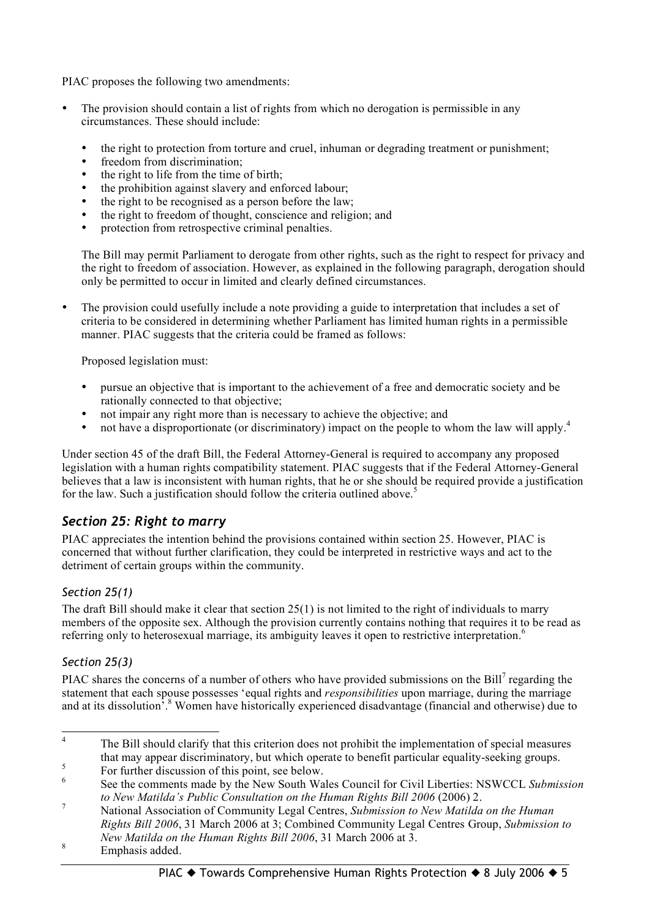PIAC proposes the following two amendments:

- The provision should contain a list of rights from which no derogation is permissible in any circumstances. These should include:

  - the right to protection from torture and cruel, inhuman or degrading treatment or punishment;
  - freedom from discrimination;
  - the right to life from the time of birth;
  - the prohibition against slavery and enforced labour;
  - the right to be recognised as a person before the law;
  - the right to freedom of thought, conscience and religion; and
  - protection from retrospective criminal penalties.

  The Bill may permit Parliament to derogate from other rights, such as the right to respect for privacy and the right to freedom of association. However, as explained in the following paragraph, derogation should only be permitted to occur in limited and clearly defined circumstances.

- The provision could usefully include a note providing a guide to interpretation that includes a set of criteria to be considered in determining whether Parliament has limited human rights in a permissible manner. PIAC suggests that the criteria could be framed as follows:

  Proposed legislation must:

  - pursue an objective that is important to the achievement of a free and democratic society and be rationally connected to that objective;
  - not impair any right more than is necessary to achieve the objective; and
  - not have a disproportionate (or discriminatory) impact on the people to whom the law will apply.[4]

Under section 45 of the draft Bill, the Federal Attorney-General is required to accompany any proposed legislation with a human rights compatibility statement. PIAC suggests that if the Federal Attorney-General believes that a law is inconsistent with human rights, that he or she should be required provide a justification for the law. Such a justification should follow the criteria outlined above.[5]

## *Section 25: Right to marry*

PIAC appreciates the intention behind the provisions contained within section 25. However, PIAC is concerned that without further clarification, they could be interpreted in restrictive ways and act to the detriment of certain groups within the community.

### *Section 25(1)*

The draft Bill should make it clear that section 25(1) is not limited to the right of individuals to marry members of the opposite sex. Although the provision currently contains nothing that requires it to be read as referring only to heterosexual marriage, its ambiguity leaves it open to restrictive interpretation.[6]

### *Section 25(3)*

PIAC shares the concerns of a number of others who have provided submissions on the Bill[7] regarding the statement that each spouse possesses 'equal rights and *responsibilities* upon marriage, during the marriage and at its dissolution'.[8] Women have historically experienced disadvantage (financial and otherwise) due to

---

[4] The Bill should clarify that this criterion does not prohibit the implementation of special measures that may appear discriminatory, but which operate to benefit particular equality-seeking groups.

[5] For further discussion of this point, see below.

[6] See the comments made by the New South Wales Council for Civil Liberties: NSWCCL *Submission to New Matilda's Public Consultation on the Human Rights Bill 2006* (2006) 2.

[7] National Association of Community Legal Centres, *Submission to New Matilda on the Human Rights Bill 2006*, 31 March 2006 at 3; Combined Community Legal Centres Group, *Submission to New Matilda on the Human Rights Bill 2006*, 31 March 2006 at 3.

[8] Emphasis added.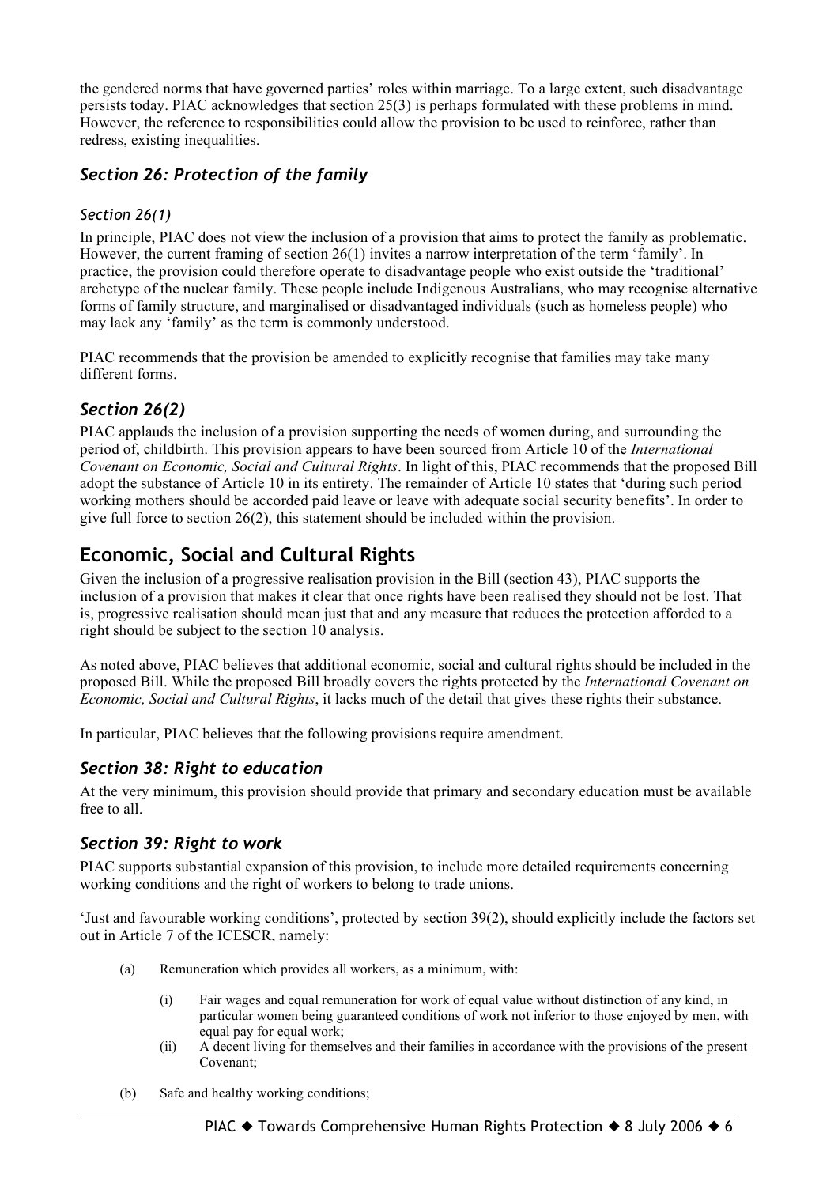the gendered norms that have governed parties' roles within marriage. To a large extent, such disadvantage persists today. PIAC acknowledges that section 25(3) is perhaps formulated with these problems in mind. However, the reference to responsibilities could allow the provision to be used to reinforce, rather than redress, existing inequalities.

### *Section 26: Protection of the family*

#### *Section 26(1)*

In principle, PIAC does not view the inclusion of a provision that aims to protect the family as problematic. However, the current framing of section 26(1) invites a narrow interpretation of the term 'family'. In practice, the provision could therefore operate to disadvantage people who exist outside the 'traditional' archetype of the nuclear family. These people include Indigenous Australians, who may recognise alternative forms of family structure, and marginalised or disadvantaged individuals (such as homeless people) who may lack any 'family' as the term is commonly understood.

PIAC recommends that the provision be amended to explicitly recognise that families may take many different forms.

### *Section 26(2)*

PIAC applauds the inclusion of a provision supporting the needs of women during, and surrounding the period of, childbirth. This provision appears to have been sourced from Article 10 of the *International Covenant on Economic, Social and Cultural Rights*. In light of this, PIAC recommends that the proposed Bill adopt the substance of Article 10 in its entirety. The remainder of Article 10 states that 'during such period working mothers should be accorded paid leave or leave with adequate social security benefits'. In order to give full force to section 26(2), this statement should be included within the provision.

## Economic, Social and Cultural Rights

Given the inclusion of a progressive realisation provision in the Bill (section 43), PIAC supports the inclusion of a provision that makes it clear that once rights have been realised they should not be lost. That is, progressive realisation should mean just that and any measure that reduces the protection afforded to a right should be subject to the section 10 analysis.

As noted above, PIAC believes that additional economic, social and cultural rights should be included in the proposed Bill. While the proposed Bill broadly covers the rights protected by the *International Covenant on Economic, Social and Cultural Rights*, it lacks much of the detail that gives these rights their substance.

In particular, PIAC believes that the following provisions require amendment.

### *Section 38: Right to education*

At the very minimum, this provision should provide that primary and secondary education must be available free to all.

### *Section 39: Right to work*

PIAC supports substantial expansion of this provision, to include more detailed requirements concerning working conditions and the right of workers to belong to trade unions.

'Just and favourable working conditions', protected by section 39(2), should explicitly include the factors set out in Article 7 of the ICESCR, namely:

(a) Remuneration which provides all workers, as a minimum, with:

  (i) Fair wages and equal remuneration for work of equal value without distinction of any kind, in particular women being guaranteed conditions of work not inferior to those enjoyed by men, with equal pay for equal work;

  (ii) A decent living for themselves and their families in accordance with the provisions of the present Covenant;

(b) Safe and healthy working conditions;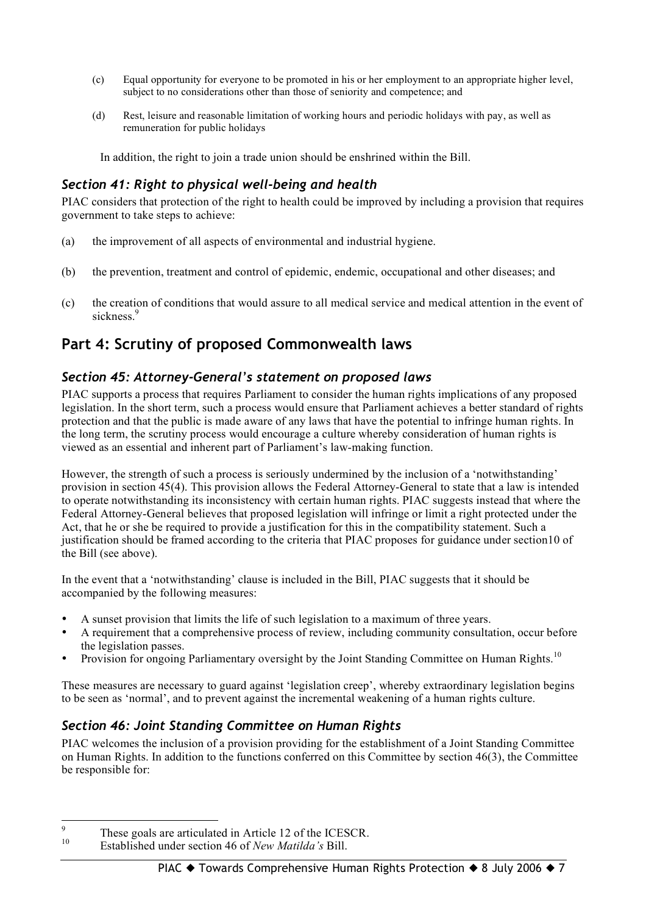(c) Equal opportunity for everyone to be promoted in his or her employment to an appropriate higher level, subject to no considerations other than those of seniority and competence; and

(d) Rest, leisure and reasonable limitation of working hours and periodic holidays with pay, as well as remuneration for public holidays

In addition, the right to join a trade union should be enshrined within the Bill.

### *Section 41: Right to physical well-being and health*

PIAC considers that protection of the right to health could be improved by including a provision that requires government to take steps to achieve:

(a) the improvement of all aspects of environmental and industrial hygiene.

(b) the prevention, treatment and control of epidemic, endemic, occupational and other diseases; and

(c) the creation of conditions that would assure to all medical service and medical attention in the event of sickness.[9]

## Part 4: Scrutiny of proposed Commonwealth laws

### *Section 45: Attorney-General's statement on proposed laws*

PIAC supports a process that requires Parliament to consider the human rights implications of any proposed legislation. In the short term, such a process would ensure that Parliament achieves a better standard of rights protection and that the public is made aware of any laws that have the potential to infringe human rights. In the long term, the scrutiny process would encourage a culture whereby consideration of human rights is viewed as an essential and inherent part of Parliament's law-making function.

However, the strength of such a process is seriously undermined by the inclusion of a 'notwithstanding' provision in section 45(4). This provision allows the Federal Attorney-General to state that a law is intended to operate notwithstanding its inconsistency with certain human rights. PIAC suggests instead that where the Federal Attorney-General believes that proposed legislation will infringe or limit a right protected under the Act, that he or she be required to provide a justification for this in the compatibility statement. Such a justification should be framed according to the criteria that PIAC proposes for guidance under section10 of the Bill (see above).

In the event that a 'notwithstanding' clause is included in the Bill, PIAC suggests that it should be accompanied by the following measures:

- A sunset provision that limits the life of such legislation to a maximum of three years.
- A requirement that a comprehensive process of review, including community consultation, occur before the legislation passes.
- Provision for ongoing Parliamentary oversight by the Joint Standing Committee on Human Rights.[10]

These measures are necessary to guard against 'legislation creep', whereby extraordinary legislation begins to be seen as 'normal', and to prevent against the incremental weakening of a human rights culture.

### *Section 46: Joint Standing Committee on Human Rights*

PIAC welcomes the inclusion of a provision providing for the establishment of a Joint Standing Committee on Human Rights. In addition to the functions conferred on this Committee by section 46(3), the Committee be responsible for:

---

[9] These goals are articulated in Article 12 of the ICESCR.

[10] Established under section 46 of *New Matilda's* Bill.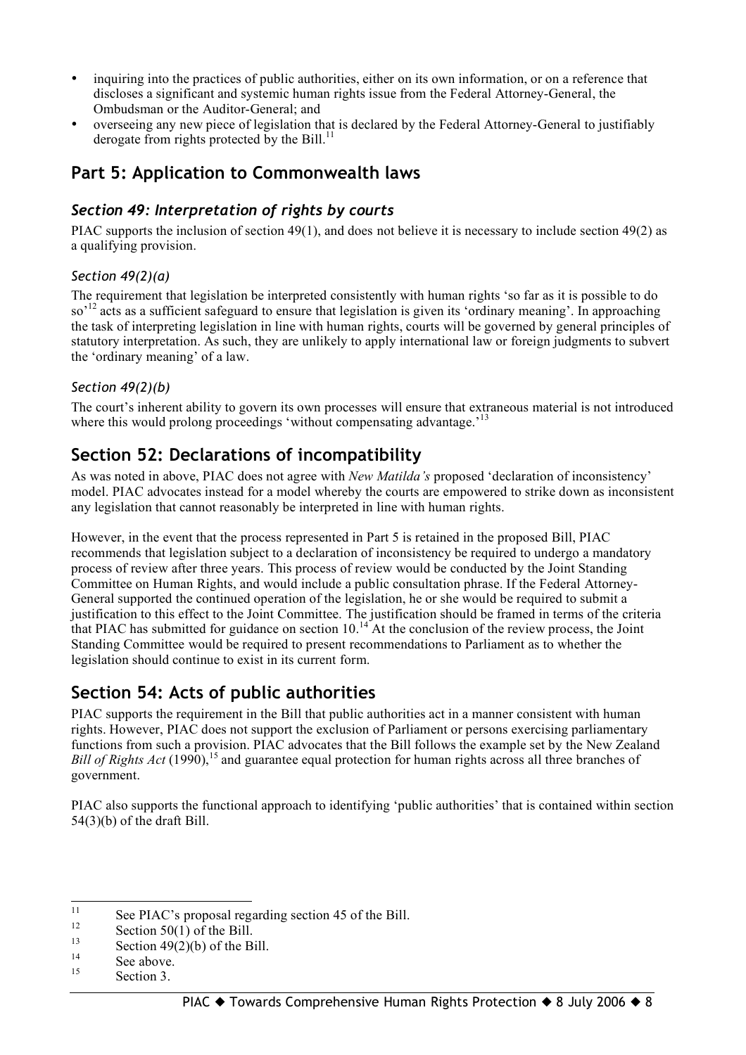- inquiring into the practices of public authorities, either on its own information, or on a reference that discloses a significant and systemic human rights issue from the Federal Attorney-General, the Ombudsman or the Auditor-General; and
- overseeing any new piece of legislation that is declared by the Federal Attorney-General to justifiably derogate from rights protected by the Bill.[11]

## Part 5: Application to Commonwealth laws

### *Section 49: Interpretation of rights by courts*

PIAC supports the inclusion of section 49(1), and does not believe it is necessary to include section 49(2) as a qualifying provision.

#### *Section 49(2)(a)*

The requirement that legislation be interpreted consistently with human rights 'so far as it is possible to do so'[12] acts as a sufficient safeguard to ensure that legislation is given its 'ordinary meaning'. In approaching the task of interpreting legislation in line with human rights, courts will be governed by general principles of statutory interpretation. As such, they are unlikely to apply international law or foreign judgments to subvert the 'ordinary meaning' of a law.

#### *Section 49(2)(b)*

The court's inherent ability to govern its own processes will ensure that extraneous material is not introduced where this would prolong proceedings 'without compensating advantage.'[13]

## Section 52: Declarations of incompatibility

As was noted in above, PIAC does not agree with *New Matilda's* proposed 'declaration of inconsistency' model. PIAC advocates instead for a model whereby the courts are empowered to strike down as inconsistent any legislation that cannot reasonably be interpreted in line with human rights.

However, in the event that the process represented in Part 5 is retained in the proposed Bill, PIAC recommends that legislation subject to a declaration of inconsistency be required to undergo a mandatory process of review after three years. This process of review would be conducted by the Joint Standing Committee on Human Rights, and would include a public consultation phrase. If the Federal Attorney-General supported the continued operation of the legislation, he or she would be required to submit a justification to this effect to the Joint Committee. The justification should be framed in terms of the criteria that PIAC has submitted for guidance on section 10.[14] At the conclusion of the review process, the Joint Standing Committee would be required to present recommendations to Parliament as to whether the legislation should continue to exist in its current form.

## Section 54: Acts of public authorities

PIAC supports the requirement in the Bill that public authorities act in a manner consistent with human rights. However, PIAC does not support the exclusion of Parliament or persons exercising parliamentary functions from such a provision. PIAC advocates that the Bill follows the example set by the New Zealand *Bill of Rights Act* (1990),[15] and guarantee equal protection for human rights across all three branches of government.

PIAC also supports the functional approach to identifying 'public authorities' that is contained within section 54(3)(b) of the draft Bill.

---

[11] See PIAC's proposal regarding section 45 of the Bill.

[12] Section 50(1) of the Bill.

[13] Section 49(2)(b) of the Bill.

[14] See above.

[15] Section 3.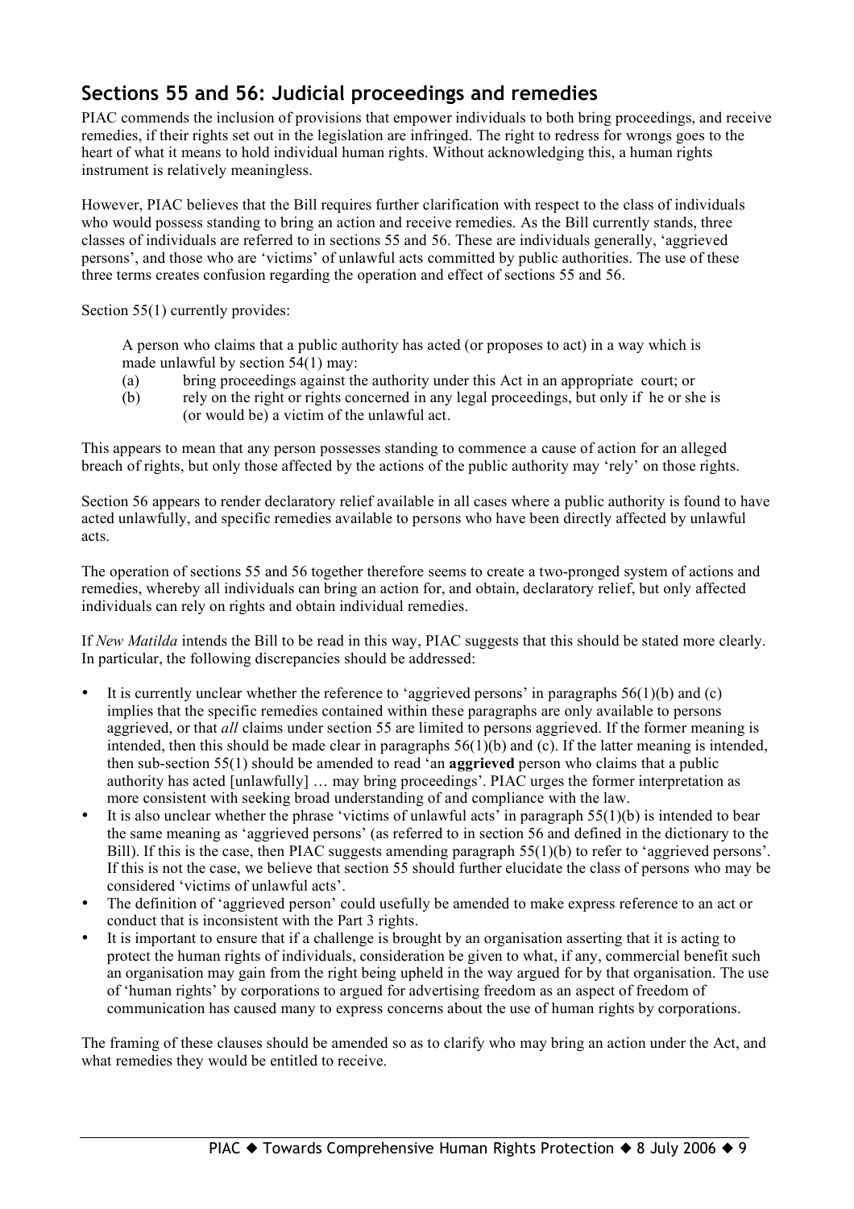## Sections 55 and 56: Judicial proceedings and remedies

PIAC commends the inclusion of provisions that empower individuals to both bring proceedings, and receive remedies, if their rights set out in the legislation are infringed. The right to redress for wrongs goes to the heart of what it means to hold individual human rights. Without acknowledging this, a human rights instrument is relatively meaningless.

However, PIAC believes that the Bill requires further clarification with respect to the class of individuals who would possess standing to bring an action and receive remedies. As the Bill currently stands, three classes of individuals are referred to in sections 55 and 56. These are individuals generally, 'aggrieved persons', and those who are 'victims' of unlawful acts committed by public authorities. The use of these three terms creates confusion regarding the operation and effect of sections 55 and 56.

Section 55(1) currently provides:

> A person who claims that a public authority has acted (or proposes to act) in a way which is made unlawful by section 54(1) may:
>
> (a) bring proceedings against the authority under this Act in an appropriate court; or
>
> (b) rely on the right or rights concerned in any legal proceedings, but only if he or she is (or would be) a victim of the unlawful act.

This appears to mean that any person possesses standing to commence a cause of action for an alleged breach of rights, but only those affected by the actions of the public authority may 'rely' on those rights.

Section 56 appears to render declaratory relief available in all cases where a public authority is found to have acted unlawfully, and specific remedies available to persons who have been directly affected by unlawful acts.

The operation of sections 55 and 56 together therefore seems to create a two-pronged system of actions and remedies, whereby all individuals can bring an action for, and obtain, declaratory relief, but only affected individuals can rely on rights and obtain individual remedies.

If *New Matilda* intends the Bill to be read in this way, PIAC suggests that this should be stated more clearly. In particular, the following discrepancies should be addressed:

- It is currently unclear whether the reference to 'aggrieved persons' in paragraphs 56(1)(b) and (c) implies that the specific remedies contained within these paragraphs are only available to persons aggrieved, or that *all* claims under section 55 are limited to persons aggrieved. If the former meaning is intended, then this should be made clear in paragraphs 56(1)(b) and (c). If the latter meaning is intended, then sub-section 55(1) should be amended to read 'an **aggrieved** person who claims that a public authority has acted [unlawfully] … may bring proceedings'. PIAC urges the former interpretation as more consistent with seeking broad understanding of and compliance with the law.
- It is also unclear whether the phrase 'victims of unlawful acts' in paragraph 55(1)(b) is intended to bear the same meaning as 'aggrieved persons' (as referred to in section 56 and defined in the dictionary to the Bill). If this is the case, then PIAC suggests amending paragraph 55(1)(b) to refer to 'aggrieved persons'. If this is not the case, we believe that section 55 should further elucidate the class of persons who may be considered 'victims of unlawful acts'.
- The definition of 'aggrieved person' could usefully be amended to make express reference to an act or conduct that is inconsistent with the Part 3 rights.
- It is important to ensure that if a challenge is brought by an organisation asserting that it is acting to protect the human rights of individuals, consideration be given to what, if any, commercial benefit such an organisation may gain from the right being upheld in the way argued for by that organisation. The use of 'human rights' by corporations to argued for advertising freedom as an aspect of freedom of communication has caused many to express concerns about the use of human rights by corporations.

The framing of these clauses should be amended so as to clarify who may bring an action under the Act, and what remedies they would be entitled to receive.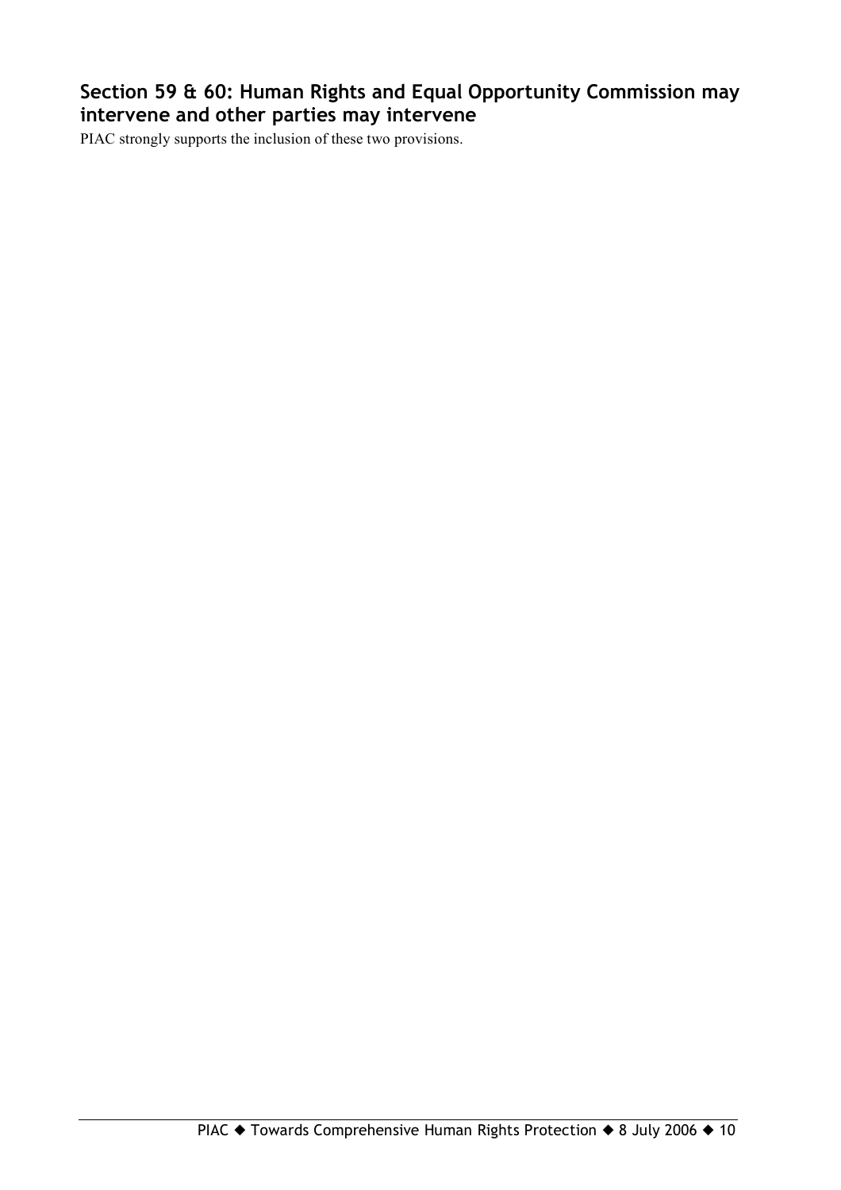## Section 59 & 60: Human Rights and Equal Opportunity Commission may intervene and other parties may intervene

PIAC strongly supports the inclusion of these two provisions.